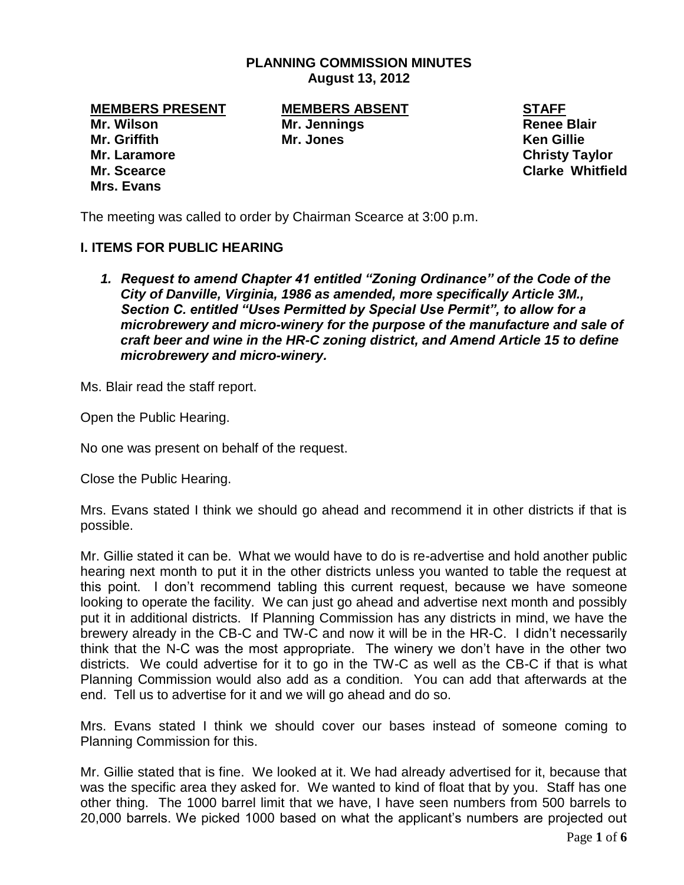# PLANNING COMMISSION MINUTES
## August 13, 2012

| MEMBERS PRESENT | MEMBERS ABSENT | STAFF |
|---|---|---|
| Mr. Wilson | Mr. Jennings | Renee Blair |
| Mr. Griffith | Mr. Jones | Ken Gillie |
| Mr. Laramore | | Christy Taylor |
| Mr. Scearce | | Clarke Whitfield |
| Mrs. Evans | | |

The meeting was called to order by Chairman Scearce at 3:00 p.m.

### I. ITEMS FOR PUBLIC HEARING

1. ***Request to amend Chapter 41 entitled "Zoning Ordinance" of the Code of the City of Danville, Virginia, 1986 as amended, more specifically Article 3M., Section C. entitled "Uses Permitted by Special Use Permit", to allow for a microbrewery and micro-winery for the purpose of the manufacture and sale of craft beer and wine in the HR-C zoning district, and Amend Article 15 to define microbrewery and micro-winery.***

Ms. Blair read the staff report.

Open the Public Hearing.

No one was present on behalf of the request.

Close the Public Hearing.

Mrs. Evans stated I think we should go ahead and recommend it in other districts if that is possible.

Mr. Gillie stated it can be. What we would have to do is re-advertise and hold another public hearing next month to put it in the other districts unless you wanted to table the request at this point. I don't recommend tabling this current request, because we have someone looking to operate the facility. We can just go ahead and advertise next month and possibly put it in additional districts. If Planning Commission has any districts in mind, we have the brewery already in the CB-C and TW-C and now it will be in the HR-C. I didn't necessarily think that the N-C was the most appropriate. The winery we don't have in the other two districts. We could advertise for it to go in the TW-C as well as the CB-C if that is what Planning Commission would also add as a condition. You can add that afterwards at the end. Tell us to advertise for it and we will go ahead and do so.

Mrs. Evans stated I think we should cover our bases instead of someone coming to Planning Commission for this.

Mr. Gillie stated that is fine. We looked at it. We had already advertised for it, because that was the specific area they asked for. We wanted to kind of float that by you. Staff has one other thing. The 1000 barrel limit that we have, I have seen numbers from 500 barrels to 20,000 barrels. We picked 1000 based on what the applicant's numbers are projected out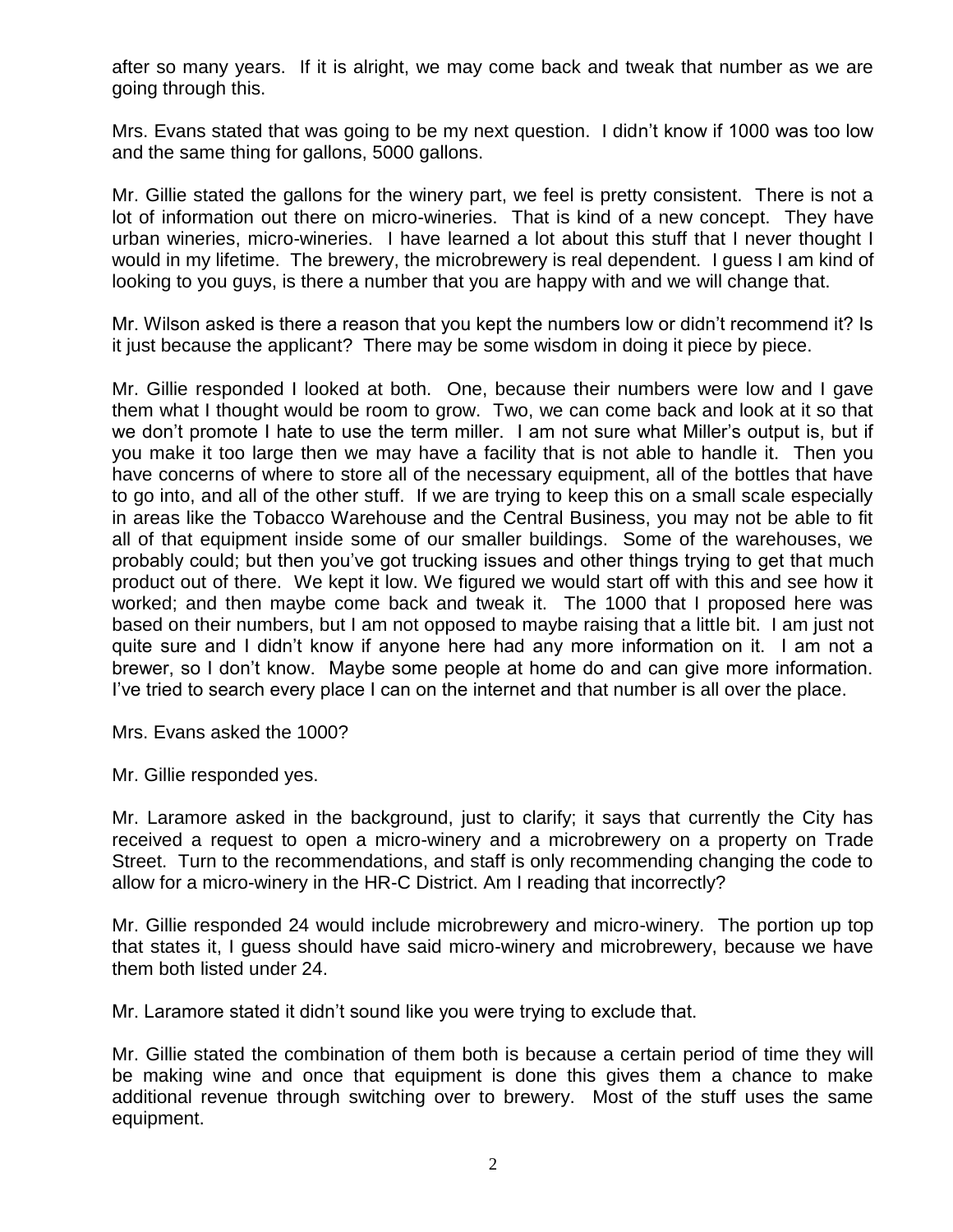after so many years. If it is alright, we may come back and tweak that number as we are going through this.

Mrs. Evans stated that was going to be my next question. I didn't know if 1000 was too low and the same thing for gallons, 5000 gallons.

Mr. Gillie stated the gallons for the winery part, we feel is pretty consistent. There is not a lot of information out there on micro-wineries. That is kind of a new concept. They have urban wineries, micro-wineries. I have learned a lot about this stuff that I never thought I would in my lifetime. The brewery, the microbrewery is real dependent. I guess I am kind of looking to you guys, is there a number that you are happy with and we will change that.

Mr. Wilson asked is there a reason that you kept the numbers low or didn't recommend it? Is it just because the applicant? There may be some wisdom in doing it piece by piece.

Mr. Gillie responded I looked at both. One, because their numbers were low and I gave them what I thought would be room to grow. Two, we can come back and look at it so that we don't promote I hate to use the term miller. I am not sure what Miller's output is, but if you make it too large then we may have a facility that is not able to handle it. Then you have concerns of where to store all of the necessary equipment, all of the bottles that have to go into, and all of the other stuff. If we are trying to keep this on a small scale especially in areas like the Tobacco Warehouse and the Central Business, you may not be able to fit all of that equipment inside some of our smaller buildings. Some of the warehouses, we probably could; but then you've got trucking issues and other things trying to get that much product out of there. We kept it low. We figured we would start off with this and see how it worked; and then maybe come back and tweak it. The 1000 that I proposed here was based on their numbers, but I am not opposed to maybe raising that a little bit. I am just not quite sure and I didn't know if anyone here had any more information on it. I am not a brewer, so I don't know. Maybe some people at home do and can give more information. I've tried to search every place I can on the internet and that number is all over the place.

Mrs. Evans asked the 1000?

Mr. Gillie responded yes.

Mr. Laramore asked in the background, just to clarify; it says that currently the City has received a request to open a micro-winery and a microbrewery on a property on Trade Street. Turn to the recommendations, and staff is only recommending changing the code to allow for a micro-winery in the HR-C District. Am I reading that incorrectly?

Mr. Gillie responded 24 would include microbrewery and micro-winery. The portion up top that states it, I guess should have said micro-winery and microbrewery, because we have them both listed under 24.

Mr. Laramore stated it didn't sound like you were trying to exclude that.

Mr. Gillie stated the combination of them both is because a certain period of time they will be making wine and once that equipment is done this gives them a chance to make additional revenue through switching over to brewery. Most of the stuff uses the same equipment.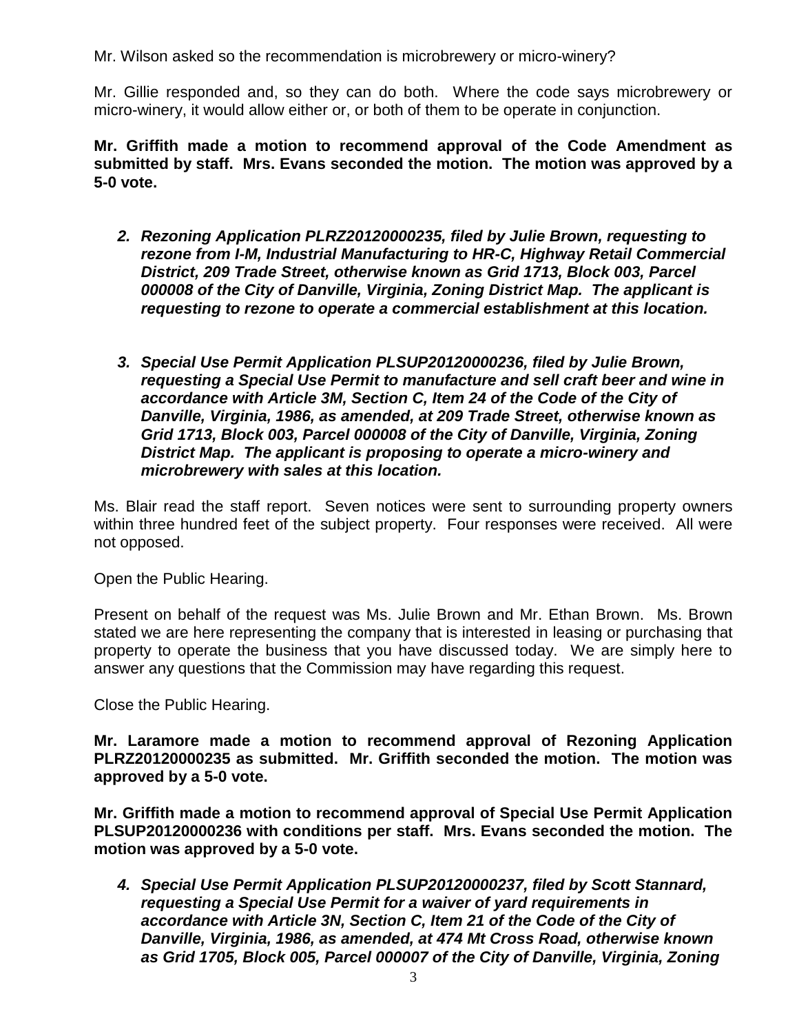Mr. Wilson asked so the recommendation is microbrewery or micro-winery?

Mr. Gillie responded and, so they can do both. Where the code says microbrewery or micro-winery, it would allow either or, or both of them to be operate in conjunction.

**Mr. Griffith made a motion to recommend approval of the Code Amendment as submitted by staff. Mrs. Evans seconded the motion. The motion was approved by a 5-0 vote.**

2. ***Rezoning Application PLRZ20120000235, filed by Julie Brown, requesting to rezone from I-M, Industrial Manufacturing to HR-C, Highway Retail Commercial District, 209 Trade Street, otherwise known as Grid 1713, Block 003, Parcel 000008 of the City of Danville, Virginia, Zoning District Map. The applicant is requesting to rezone to operate a commercial establishment at this location.***

3. ***Special Use Permit Application PLSUP20120000236, filed by Julie Brown, requesting a Special Use Permit to manufacture and sell craft beer and wine in accordance with Article 3M, Section C, Item 24 of the Code of the City of Danville, Virginia, 1986, as amended, at 209 Trade Street, otherwise known as Grid 1713, Block 003, Parcel 000008 of the City of Danville, Virginia, Zoning District Map. The applicant is proposing to operate a micro-winery and microbrewery with sales at this location.***

Ms. Blair read the staff report. Seven notices were sent to surrounding property owners within three hundred feet of the subject property. Four responses were received. All were not opposed.

Open the Public Hearing.

Present on behalf of the request was Ms. Julie Brown and Mr. Ethan Brown. Ms. Brown stated we are here representing the company that is interested in leasing or purchasing that property to operate the business that you have discussed today. We are simply here to answer any questions that the Commission may have regarding this request.

Close the Public Hearing.

**Mr. Laramore made a motion to recommend approval of Rezoning Application PLRZ20120000235 as submitted. Mr. Griffith seconded the motion. The motion was approved by a 5-0 vote.**

**Mr. Griffith made a motion to recommend approval of Special Use Permit Application PLSUP20120000236 with conditions per staff. Mrs. Evans seconded the motion. The motion was approved by a 5-0 vote.**

4. ***Special Use Permit Application PLSUP20120000237, filed by Scott Stannard, requesting a Special Use Permit for a waiver of yard requirements in accordance with Article 3N, Section C, Item 21 of the Code of the City of Danville, Virginia, 1986, as amended, at 474 Mt Cross Road, otherwise known as Grid 1705, Block 005, Parcel 000007 of the City of Danville, Virginia, Zoning***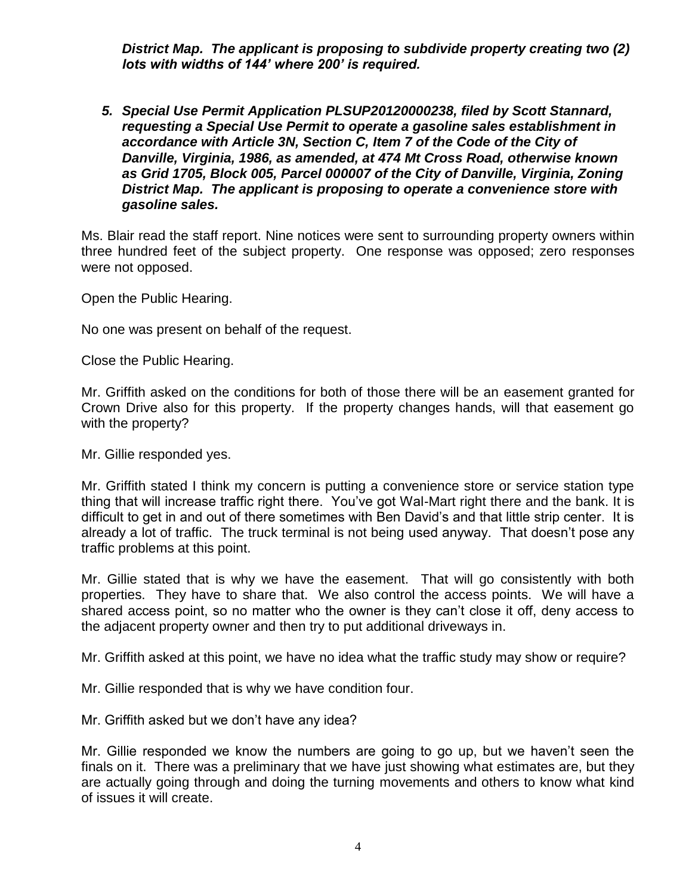*__District Map. The applicant is proposing to subdivide property creating two (2) lots with widths of 144' where 200' is required.__*

5. *__Special Use Permit Application PLSUP20120000238, filed by Scott Stannard, requesting a Special Use Permit to operate a gasoline sales establishment in accordance with Article 3N, Section C, Item 7 of the Code of the City of Danville, Virginia, 1986, as amended, at 474 Mt Cross Road, otherwise known as Grid 1705, Block 005, Parcel 000007 of the City of Danville, Virginia, Zoning District Map. The applicant is proposing to operate a convenience store with gasoline sales.__*

Ms. Blair read the staff report. Nine notices were sent to surrounding property owners within three hundred feet of the subject property. One response was opposed; zero responses were not opposed.

Open the Public Hearing.

No one was present on behalf of the request.

Close the Public Hearing.

Mr. Griffith asked on the conditions for both of those there will be an easement granted for Crown Drive also for this property. If the property changes hands, will that easement go with the property?

Mr. Gillie responded yes.

Mr. Griffith stated I think my concern is putting a convenience store or service station type thing that will increase traffic right there. You've got Wal-Mart right there and the bank. It is difficult to get in and out of there sometimes with Ben David's and that little strip center. It is already a lot of traffic. The truck terminal is not being used anyway. That doesn't pose any traffic problems at this point.

Mr. Gillie stated that is why we have the easement. That will go consistently with both properties. They have to share that. We also control the access points. We will have a shared access point, so no matter who the owner is they can't close it off, deny access to the adjacent property owner and then try to put additional driveways in.

Mr. Griffith asked at this point, we have no idea what the traffic study may show or require?

Mr. Gillie responded that is why we have condition four.

Mr. Griffith asked but we don't have any idea?

Mr. Gillie responded we know the numbers are going to go up, but we haven't seen the finals on it. There was a preliminary that we have just showing what estimates are, but they are actually going through and doing the turning movements and others to know what kind of issues it will create.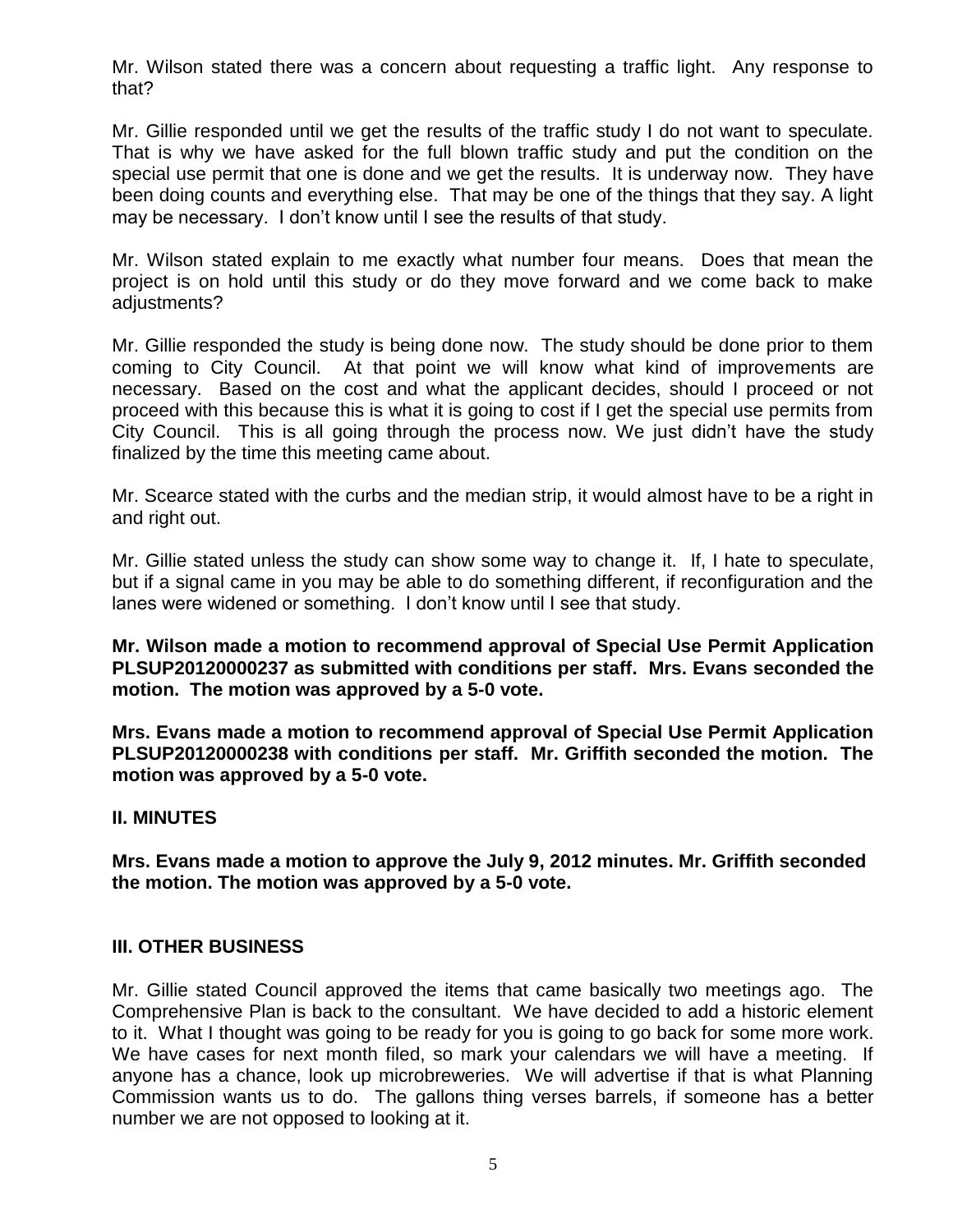Mr. Wilson stated there was a concern about requesting a traffic light. Any response to that?

Mr. Gillie responded until we get the results of the traffic study I do not want to speculate. That is why we have asked for the full blown traffic study and put the condition on the special use permit that one is done and we get the results. It is underway now. They have been doing counts and everything else. That may be one of the things that they say. A light may be necessary. I don't know until I see the results of that study.

Mr. Wilson stated explain to me exactly what number four means. Does that mean the project is on hold until this study or do they move forward and we come back to make adjustments?

Mr. Gillie responded the study is being done now. The study should be done prior to them coming to City Council. At that point we will know what kind of improvements are necessary. Based on the cost and what the applicant decides, should I proceed or not proceed with this because this is what it is going to cost if I get the special use permits from City Council. This is all going through the process now. We just didn't have the study finalized by the time this meeting came about.

Mr. Scearce stated with the curbs and the median strip, it would almost have to be a right in and right out.

Mr. Gillie stated unless the study can show some way to change it. If, I hate to speculate, but if a signal came in you may be able to do something different, if reconfiguration and the lanes were widened or something. I don't know until I see that study.

**Mr. Wilson made a motion to recommend approval of Special Use Permit Application PLSUP20120000237 as submitted with conditions per staff. Mrs. Evans seconded the motion. The motion was approved by a 5-0 vote.**

**Mrs. Evans made a motion to recommend approval of Special Use Permit Application PLSUP20120000238 with conditions per staff. Mr. Griffith seconded the motion. The motion was approved by a 5-0 vote.**

## II. MINUTES

**Mrs. Evans made a motion to approve the July 9, 2012 minutes. Mr. Griffith seconded the motion. The motion was approved by a 5-0 vote.**

## III. OTHER BUSINESS

Mr. Gillie stated Council approved the items that came basically two meetings ago. The Comprehensive Plan is back to the consultant. We have decided to add a historic element to it. What I thought was going to be ready for you is going to go back for some more work. We have cases for next month filed, so mark your calendars we will have a meeting. If anyone has a chance, look up microbreweries. We will advertise if that is what Planning Commission wants us to do. The gallons thing verses barrels, if someone has a better number we are not opposed to looking at it.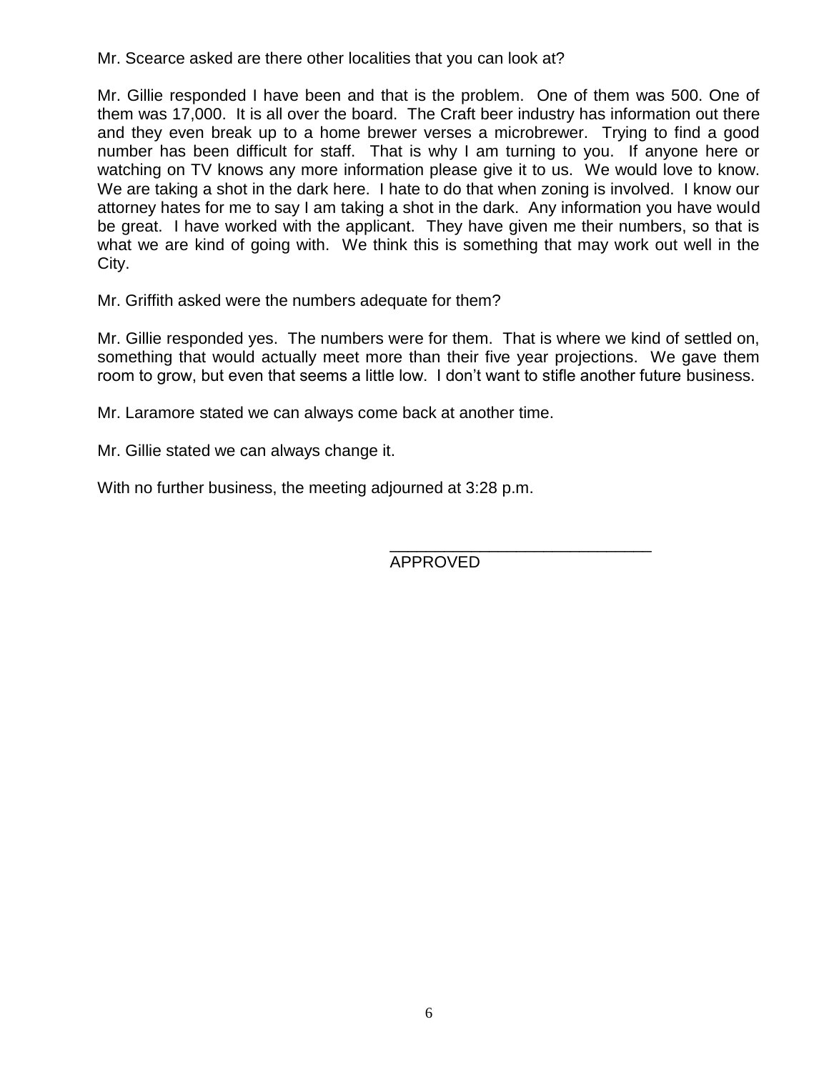Mr. Scearce asked are there other localities that you can look at?

Mr. Gillie responded I have been and that is the problem. One of them was 500. One of them was 17,000. It is all over the board. The Craft beer industry has information out there and they even break up to a home brewer verses a microbrewer. Trying to find a good number has been difficult for staff. That is why I am turning to you. If anyone here or watching on TV knows any more information please give it to us. We would love to know. We are taking a shot in the dark here. I hate to do that when zoning is involved. I know our attorney hates for me to say I am taking a shot in the dark. Any information you have would be great. I have worked with the applicant. They have given me their numbers, so that is what we are kind of going with. We think this is something that may work out well in the City.

Mr. Griffith asked were the numbers adequate for them?

Mr. Gillie responded yes. The numbers were for them. That is where we kind of settled on, something that would actually meet more than their five year projections. We gave them room to grow, but even that seems a little low. I don't want to stifle another future business.

Mr. Laramore stated we can always come back at another time.

Mr. Gillie stated we can always change it.

With no further business, the meeting adjourned at 3:28 p.m.

\_\_\_\_\_\_\_\_\_\_\_\_\_\_\_\_\_\_\_\_\_\_\_\_\_\_\_\_\_\_

APPROVED